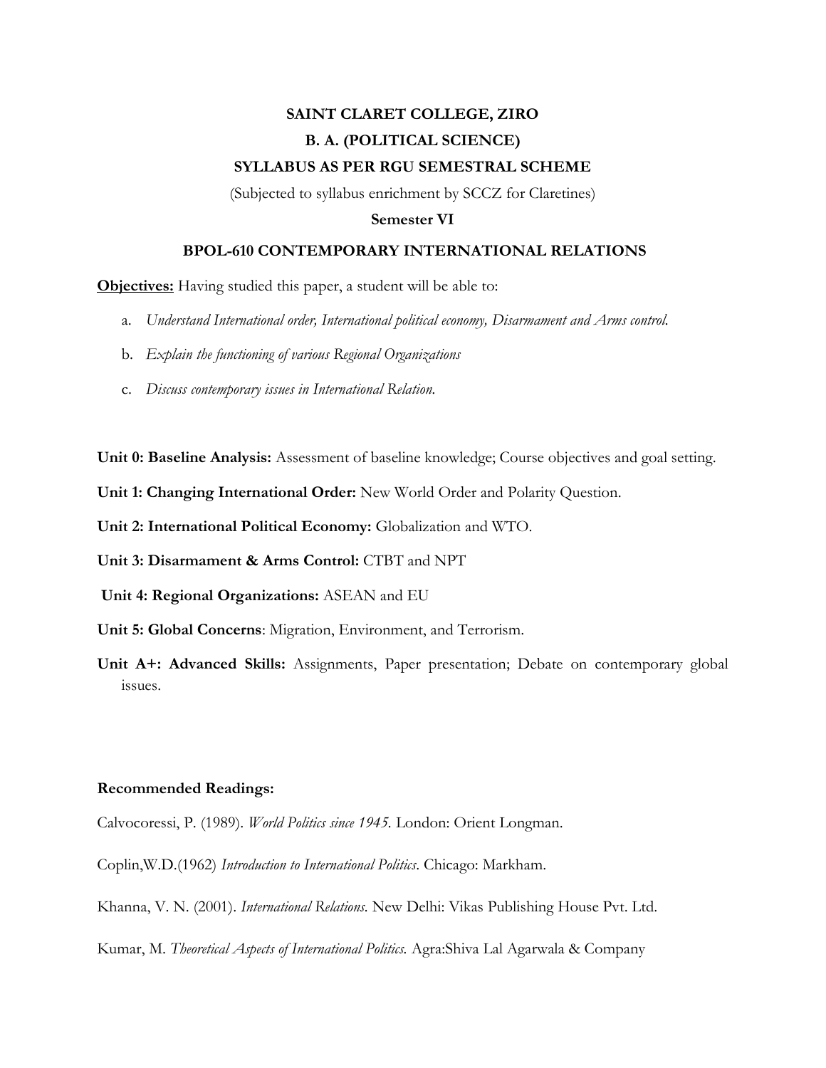# SAINT CLARET COLLEGE, ZIRO

## B. A. (POLITICAL SCIENCE)

## SYLLABUS AS PER RGU SEMESTRAL SCHEME

(Subjected to syllabus enrichment by SCCZ for Claretines)

**Semester VI**

### BPOL-610 CONTEMPORARY INTERNATIONAL RELATIONS

**Objectives:** Having studied this paper, a student will be able to:

a. *Understand International order, International political economy, Disarmament and Arms control.*

b. *Explain the functioning of various Regional Organizations*

c. *Discuss contemporary issues in International Relation.*

**Unit 0: Baseline Analysis:** Assessment of baseline knowledge; Course objectives and goal setting.

**Unit 1: Changing International Order:** New World Order and Polarity Question.

**Unit 2: International Political Economy:** Globalization and WTO.

**Unit 3: Disarmament & Arms Control:** CTBT and NPT

**Unit 4: Regional Organizations:** ASEAN and EU

**Unit 5: Global Concerns**: Migration, Environment, and Terrorism.

**Unit A+: Advanced Skills:** Assignments, Paper presentation; Debate on contemporary global issues.

**Recommended Readings:**

Calvocoressi, P. (1989). *World Politics since 1945.* London: Orient Longman.

Coplin,W.D.(1962) *Introduction to International Politics*. Chicago: Markham.

Khanna, V. N. (2001). *International Relations.* New Delhi: Vikas Publishing House Pvt. Ltd.

Kumar, M. *Theoretical Aspects of International Politics.* Agra:Shiva Lal Agarwala & Company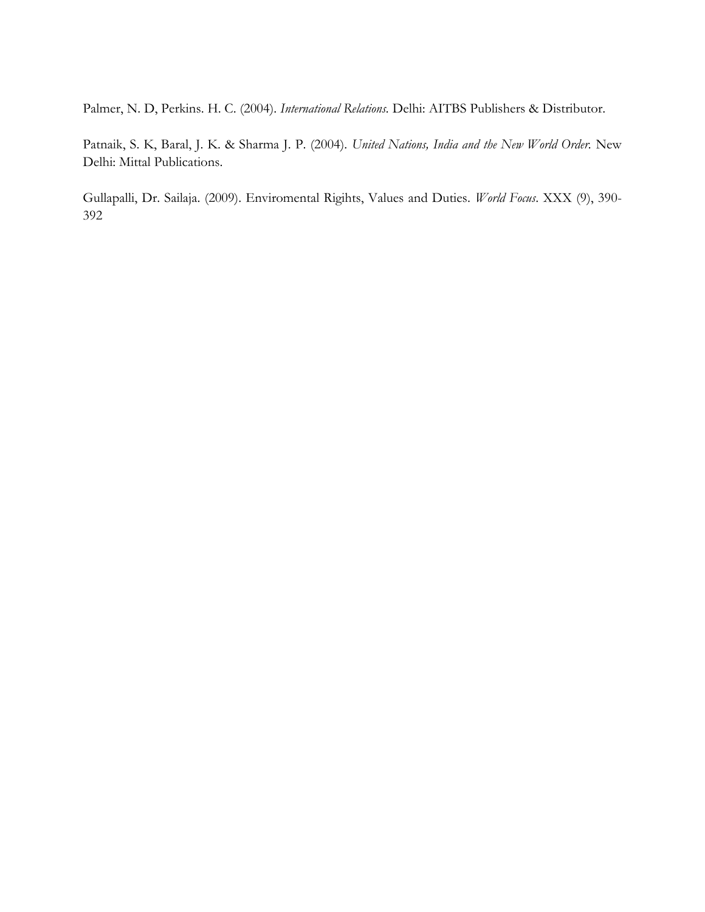Palmer, N. D, Perkins. H. C. (2004). *International Relations*. Delhi: AITBS Publishers & Distributor.

Patnaik, S. K, Baral, J. K. & Sharma J. P. (2004). *United Nations, India and the New World Order*. New Delhi: Mittal Publications.

Gullapalli, Dr. Sailaja. (2009). Enviromental Rigihts, Values and Duties. *World Focus*. XXX (9), 390-392